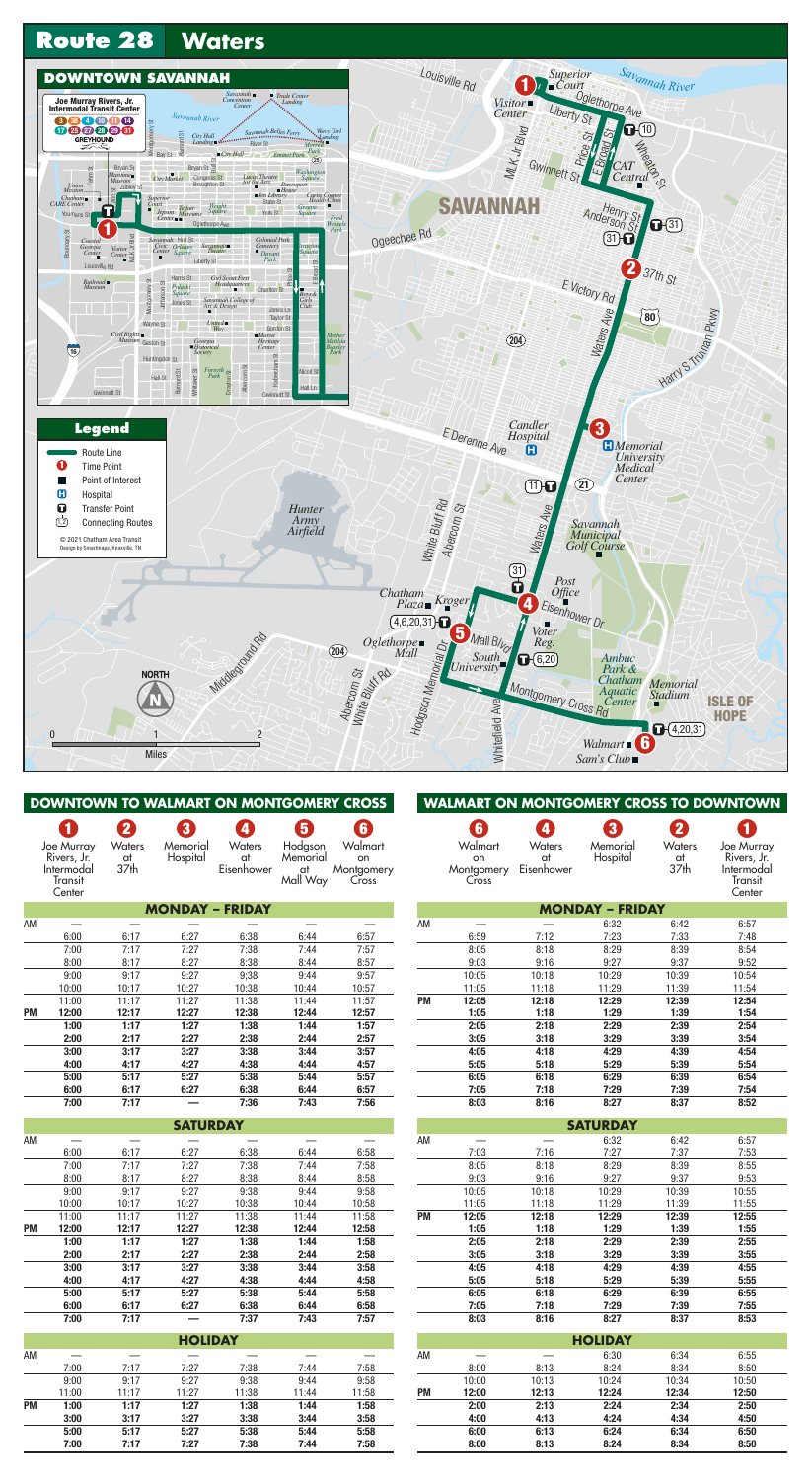# Route 28 Waters

## DOWNTOWN SAVANNAH

Joe Murray Rivers, Jr. Intermodal Transit Center

3 3B 4 10 11 14 17 20 27 28 29 31

GREYHOUND

## Legend

- Route Line
- Time Point
- Point of Interest
- Hospital
- Transfer Point
- Connecting Routes

© 2021 Chatham Area Transit
Design by Smartmaps, Knoxville, TN

## DOWNTOWN TO WALMART ON MONTGOMERY CROSS

| | 1 Joe Murray Rivers, Jr. Intermodal Transit Center | 2 Waters at 37th | 3 Memorial Hospital | 4 Waters at Eisenhower | 5 Hodgson Memorial at Mall Way | 6 Walmart on Montgomery Cross |
|---|---|---|---|---|---|---|
| **MONDAY – FRIDAY** | | | | | | |
| AM | — | — | — | — | — | — |
| | 6:00 | 6:17 | 6:27 | 6:38 | 6:44 | 6:57 |
| | 7:00 | 7:17 | 7:27 | 7:38 | 7:44 | 7:57 |
| | 8:00 | 8:17 | 8:27 | 8:38 | 8:44 | 8:57 |
| | 9:00 | 9:17 | 9:27 | 9;38 | 9:44 | 9:57 |
| | 10:00 | 10:17 | 10:27 | 10:38 | 10:44 | 10:57 |
| | 11:00 | 11:17 | 11:27 | 11:38 | 11:44 | 11:57 |
| PM | **12:00** | **12:17** | **12:27** | **12:38** | **12:44** | **12:57** |
| | **1:00** | **1:17** | **1:27** | **1:38** | **1:44** | **1:57** |
| | **2:00** | **2:17** | **2:27** | **2:38** | **2:44** | **2:57** |
| | **3:00** | **3:17** | **3:27** | **3:38** | **3:44** | **3:57** |
| | **4:00** | **4:17** | **4:27** | **4:38** | **4:44** | **4:57** |
| | **5:00** | **5:17** | **5:27** | **5:38** | **5:44** | **5:57** |
| | **6:00** | **6:17** | **6:27** | **6:38** | **6:44** | **6:57** |
| | **7:00** | **7:17** | **—** | **7:36** | **7:43** | **7:56** |
| **SATURDAY** | | | | | | |
| AM | — | — | — | — | — | — |
| | 6:00 | 6:17 | 6:27 | 6:38 | 6:44 | 6:58 |
| | 7:00 | 7:17 | 7:27 | 7:38 | 7:44 | 7:58 |
| | 8:00 | 8:17 | 8:27 | 8:38 | 8:44 | 8:58 |
| | 9:00 | 9:17 | 9:27 | 9:38 | 9:44 | 9:58 |
| | 10:00 | 10:17 | 10:27 | 10:38 | 10:44 | 10:58 |
| | 11:00 | 11:17 | 11:27 | 11:38 | 11:44 | 11:58 |
| PM | **12:00** | **12:17** | **12:27** | **12:38** | **12:44** | **12:58** |
| | **1:00** | **1:17** | **1:27** | **1:38** | **1:44** | **1:58** |
| | **2:00** | **2:17** | **2:27** | **2:38** | **2:44** | **2:58** |
| | **3:00** | **3:17** | **3:27** | **3:38** | **3:44** | **3:58** |
| | **4:00** | **4:17** | **4:27** | **4:38** | **4:44** | **4:58** |
| | **5:00** | **5:17** | **5:27** | **5:38** | **5:44** | **5:58** |
| | **6:00** | **6:17** | **6:27** | **6:38** | **6:44** | **6:58** |
| | **7:00** | **7:17** | **—** | **7:37** | **7:43** | **7:57** |
| **HOLIDAY** | | | | | | |
| AM | — | — | — | — | — | — |
| | 7:00 | 7:17 | 7:27 | 7:38 | 7:44 | 7:58 |
| | 9:00 | 9:17 | 9:27 | 9:38 | 9:44 | 9:58 |
| | 11:00 | 11:17 | 11:27 | 11:38 | 11:44 | 11:58 |
| PM | **1:00** | **1:17** | **1:27** | **1:38** | **1:44** | **1:58** |
| | **3:00** | **3:17** | **3:27** | **3:38** | **3:44** | **3:58** |
| | **5:00** | **5:17** | **5:27** | **5:38** | **5:44** | **5:58** |
| | **7:00** | **7:17** | **7:27** | **7:38** | **7:44** | **7:58** |

## WALMART ON MONTGOMERY CROSS TO DOWNTOWN

| | 6 Walmart on Montgomery Cross | 4 Waters at Eisenhower | 3 Memorial Hospital | 2 Waters at 37th | 1 Joe Murray Rivers, Jr. Intermodal Transit Center |
|---|---|---|---|---|---|
| **MONDAY – FRIDAY** | | | | | |
| AM | — | — | 6:32 | 6:42 | 6:57 |
| | 6:59 | 7:12 | 7:23 | 7:33 | 7:48 |
| | 8:05 | 8:18 | 8:29 | 8:39 | 8:54 |
| | 9:03 | 9:16 | 9:27 | 9:37 | 9:52 |
| | 10:05 | 10:18 | 10:29 | 10:39 | 10:54 |
| | 11:05 | 11:18 | 11:29 | 11:39 | 11:54 |
| PM | **12:05** | **12:18** | **12:29** | **12:39** | **12:54** |
| | **1:05** | **1:18** | **1:29** | **1:39** | **1:54** |
| | **2:05** | **2:18** | **2:29** | **2:39** | **2:54** |
| | **3:05** | **3:18** | **3:29** | **3:39** | **3:54** |
| | **4:05** | **4:18** | **4:29** | **4:39** | **4:54** |
| | **5:05** | **5:18** | **5:29** | **5:39** | **5:54** |
| | **6:05** | **6:18** | **6:29** | **6:39** | **6:54** |
| | **7:05** | **7:18** | **7:29** | **7:39** | **7:54** |
| | **8:03** | **8:16** | **8:27** | **8:37** | **8:52** |
| **SATURDAY** | | | | | |
| AM | — | — | 6:32 | 6:42 | 6:57 |
| | 7:03 | 7:16 | 7:27 | 7:37 | 7:53 |
| | 8:05 | 8:18 | 8:29 | 8:39 | 8:55 |
| | 9:03 | 9:16 | 9:27 | 9:37 | 9:53 |
| | 10:05 | 10:18 | 10:29 | 10:39 | 10:55 |
| | 11:05 | 11:18 | 11:29 | 11:39 | 11:55 |
| PM | **12:05** | **12:18** | **12:29** | **12:39** | **12:55** |
| | **1:05** | **1:18** | **1:29** | **1:39** | **1:55** |
| | **2:05** | **2:18** | **2:29** | **2:39** | **2:55** |
| | **3:05** | **3:18** | **3:29** | **3:39** | **3:55** |
| | **4:05** | **4:18** | **4:29** | **4:39** | **4:55** |
| | **5:05** | **5:18** | **5:29** | **5:39** | **5:55** |
| | **6:05** | **6:18** | **6:29** | **6:39** | **6:55** |
| | **7:05** | **7:18** | **7:29** | **7:39** | **7:55** |
| | **8:03** | **8:16** | **8:27** | **8:37** | **8:53** |
| **HOLIDAY** | | | | | |
| AM | — | — | 6:30 | 6:34 | 6:55 |
| | 8:00 | 8:13 | 8:24 | 8:34 | 8:50 |
| | 10:00 | 10:13 | 10:24 | 10:34 | 10:50 |
| PM | **12:00** | **12:13** | **12:24** | **12:34** | **12:50** |
| | **2:00** | **2:13** | **2:24** | **2:34** | **2:50** |
| | **4:00** | **4:13** | **4:24** | **4:34** | **4:50** |
| | **6:00** | **6:13** | **6:24** | **6:34** | **6:50** |
| | **8:00** | **8:13** | **8:24** | **8:34** | **8:50** |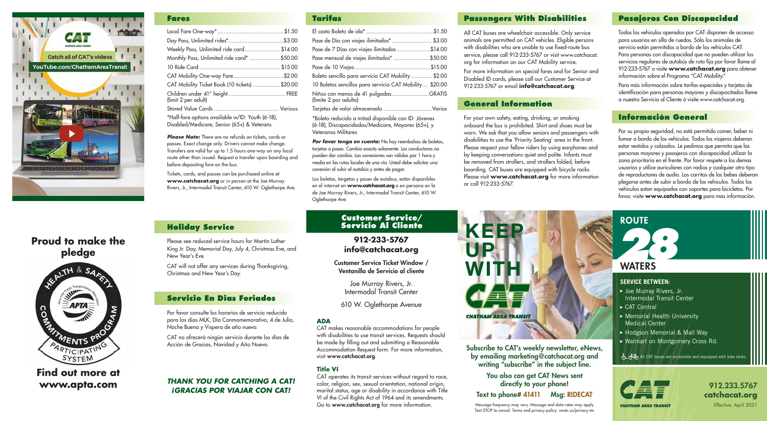CAT

Catch all of CAT's videos

YouTube.com/ChathamAreaTransit

## Fares

| | |
|---|---|
| Local Fare One-way* | $1.50 |
| Day Pass, Unlimited rides* | $3.00 |
| Weekly Pass, Unlimited ride card | $14.00 |
| Monthly Pass, Unlimited ride card* | $50.00 |
| 10 Ride Card | $15.00 |
| CAT Mobility One-way Fare | $2.00 |
| CAT Mobility Ticket Book (10 tickets) | $20.00 |
| Children under 41" height (limit 2 per adult) | FREE |
| Stored Value Cards | Various |

*Half-fare options available w/ID: Youth (6-18), Disabled/Medicare, Senior (65+) & Veterans

***Please Note:*** There are no refunds on tickets, cards or passes. Exact change only. Drivers cannot make change. Transfers are valid for up to 1.5 hours one-way on any local route other than issued. Request a transfer upon boarding and before depositing fare on the bus.

Tickets, cards, and passes can be purchased online at **www.catchacat.org** or in person at the Joe Murray Rivers, Jr., Intermodal Transit Center, 610 W. Oglethorpe Ave.

## Tarifas

| | |
|---|---|
| El costo Boleto de ida* | $1.50 |
| Pase de Día con viajes ilimitados* | $3.00 |
| Pase de 7 Días con viajes ilimitados | $14.00 |
| Pase mensual de viajes ilimitados* | $50.00 |
| Pase de 10 Viajes | $15.00 |
| Boleto sencillo para servicio CAT Mobility | $2.00 |
| 10 Boletos sencillos para servicio CAT Mobility | $20.00 |
| Niños con menos de 41 pulgadas (límite 2 por adulto) | GRATIS |
| Tarjetas de valor almacenado | Varios |

*Boleto reducido a mitad disponible con ID: Jóvenes (6-18), Discapacidadas/Medicare, Mayores (65+), y Veteranos Militares

***Por favor tenga en cuenta:*** No hay reembolsos de boletos, tarjetas o pases. Cambio exacto solamente. Los conductores no pueden dar cambio. Las conexiones son válidas por 1 hora y media en las rutas locales de una vía. Usted debe solicitar una conexión al subir al autobús y antes de pagar.

Los boletos, targetas y pases de autobus, están disponibles en el internet en **www.catchacat.org** o en persona en la de Joe Murray Rivers, Jr., Intermodal Transit Center, 610 W. Oglethorpe Ave.

## Passengers With Disabilities

All CAT buses are wheelchair accessible. Only service animals are permitted on CAT vehicles. Eligible persons with disabilities who are unable to use fixed-route bus service, please call 912-233-5767 or visit www.catchacat.org for information on our CAT Mobility service.

For more information on special fares and for Senior and Disabled ID cards, please call our Customer Service at 912-233-5767 or email **info@catchacat.org**.

## General Information

For your own safety, eating, drinking, or smoking onboard the bus is prohibited. Shirt and shoes must be worn. We ask that you allow seniors and passengers with disabilities to use the 'Priority Seating' area in the front. Please respect your fellow riders by using earphones and by keeping conversations quiet and polite. Infants must be removed from strollers, and strollers folded, before boarding. CAT buses are equipped with bicycle racks. Please visit **www.catchacat.org** for more information or call 912-233-5767.

## Pasajeros Con Discapacidad

Todos los vehículos operados por CAT disponen de accesso para usuarios en silla de ruedas. Sólo los animales de servicio están permitidos a bordo de los vehículos CAT. Para personas con discapacidad que no pueden utilizar los servicios regulares de autobús de ruta fija por favor llame al 912-233-5767 o visite **www.catchacat.org** para obtener información sobre el Programa "CAT Mobility."

Para más información sobre tarifas especiales y tarjetas de identificación para personas mayores y discapacitados llame a nuestro Servicio al Cliente ó visite www.catchacat.org.

## Información General

Por su propia seguridad, no está permitido comer, beber ni fumar a bordo de los vehículos. Todos los viajeros deberan estar vestidos y calzados. Le pedimos que permita que las personas mayores y pasajeros con discapacidad utilizar la zona prioritaria en el frente. Por favor respete a los demas usuarios y utilice auriculares con radios y cualquier otro tipo de reproductores de audio. Los carritos de los bebes deberan plegarse antes de subir a bordo de los vehículos. Todos los vehículos estan equipados con soportes para bicicletas. Por favor, visite **www.catchacat.org** para mas información.

**Proud to make the pledge**

HEALTH & SAFETY COMMITMENTS PROGRAM — APTA — PARTICIPATING SYSTEM

**Find out more at www.apta.com**

## Holiday Service

Please see reduced service hours for Martin Luther King Jr. Day, Memorial Day, July 4, Christmas Eve, and New Year's Eve.

CAT will not offer any services during Thanksgiving, Christmas and New Year's Day.

## Servicio En Dias Feriados

Por favor consulte los horarios de servicio reducido para los días MLK, Día Conmemorativo, 4 de Julio, Noche Buena y Víspera de año nuevo.

CAT no ofrecerá ningún servicio durante los días de Acción de Gracias, Navidad y Año Nuevo.

***THANK YOU FOR CATCHING A CAT! ¡GRACIAS POR VIAJAR CON CAT!***

## Customer Service/ Servicio Al Cliente

**912-233-5767**
**info@catchacat.org**

**Customer Service Ticket Window / Ventanilla de Servicio al cliente**

Joe Murray Rivers, Jr. Intermodal Transit Center

610 W. Oglethorpe Avenue

### ADA

CAT makes reasonable accommodations for people with disabilities to use transit services. Requests should be made by filling out and submitting a Reasonable Accommodation Request form. For more information, visit **www.catchacat.org**.

### Title VI

CAT operates its transit services without regard to race, color, religion, sex, sexual orientation, national origin, marital status, age or disability in accordance with Title VI of the Civil Rights Act of 1964 and its amendments. Go to **www.catchacat.org** for more information.

**KEEP UP WITH CAT**

CHATHAM AREA TRANSIT

**Subscribe to CAT's weekly newsletter, eNews, by emailing marketing@catchacat.org and writing "subscribe" in the subject line.**

**You also can get CAT News sent directly to your phone!**

**Text to phone# 41411 Msg: RIDECAT**

Message frequency may vary. Message and data rates may apply. Text STOP to cancel. Terms and privacy policy: smstc.us/privacy-tm.

# ROUTE 28 WATERS

**SERVICE BETWEEN:**

- Joe Murray Rivers, Jr. Intermodal Transit Center
- CAT Central
- Memorial Health University Medical Center
- Hodgson Memorial & Mall Way
- Walmart on Montgomery Cross Rd.

All CAT buses are accessible and equipped with bike racks.

CAT — CHATHAM AREA TRANSIT

**912.233.5767**
**catchacat.org**

Effective: April 2021